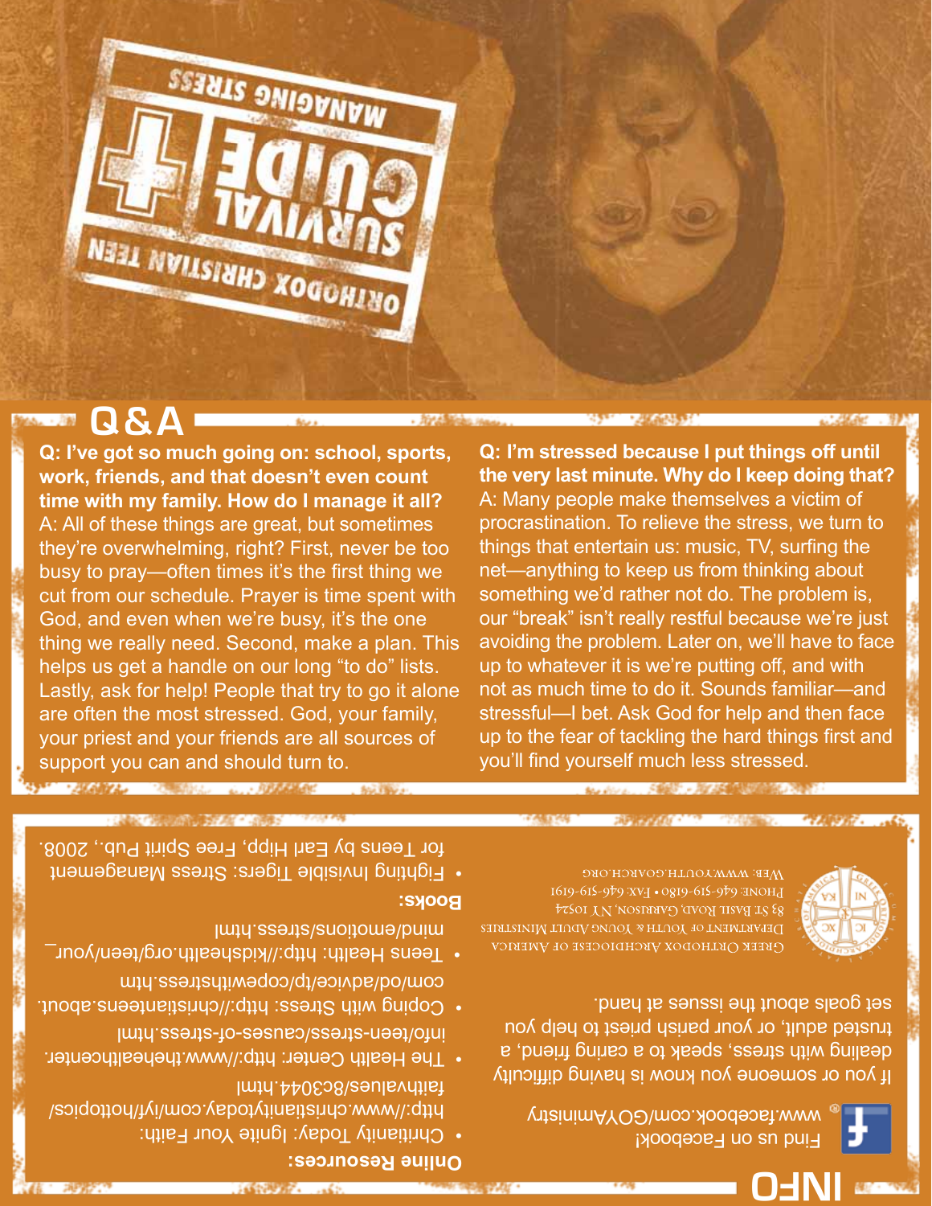ORTHODOX CHRISTIAN TEEN

# SURVIVAL GUIDE

## MANAGING STRESS

## Q&A

**Q: I've got so much going on: school, sports, work, friends, and that doesn't even count time with my family. How do I manage it all?**
A: All of these things are great, but sometimes they're overwhelming, right? First, never be too busy to pray—often times it's the first thing we cut from our schedule. Prayer is time spent with God, and even when we're busy, it's the one thing we really need. Second, make a plan. This helps us get a handle on our long "to do" lists. Lastly, ask for help! People that try to go it alone are often the most stressed. God, your family, your priest and your friends are all sources of support you can and should turn to.

**Q: I'm stressed because I put things off until the very last minute. Why do I keep doing that?**
A: Many people make themselves a victim of procrastination. To relieve the stress, we turn to things that entertain us: music, TV, surfing the net—anything to keep us from thinking about something we'd rather not do. The problem is, our "break" isn't really restful because we're just avoiding the problem. Later on, we'll have to face up to whatever it is we're putting off, and with not as much time to do it. Sounds familiar—and stressful—I bet. Ask God for help and then face up to the fear of tackling the hard things first and you'll find yourself much less stressed.

## INFO

Find us on Facebook!
www.facebook.com/GOYAministry

If you or someone you know is having difficulty dealing with stress, speak to a caring friend, a trusted adult, or your parish priest to help you set goals about the issues at hand.

Greek Orthodox Archdiocese of America
Department of Youth & Young Adult Ministries
83 St. Basil Road, Garrison, NY 10524
Phone: 646-519-6180 • Fax: 646-519-6191
Web: www.youth.goarch.org

**Online Resources:**

- Christianity Today: Ignite Your Faith: http://www.christianitytoday.com/iyf/hottopics/faithvalues/8c3044.html
- The Health Center: http://www.thehealthcenter.info/teen-stress/causes-of-stress.html
- Coping with Stress: http://christianteens.about.com/od/advice/tp/copewithstress.htm
- Teens Health: http://kidshealth.org/teen/your_mind/emotions/stress.html

**Books:**

- Fighting Invisible Tigers: Stress Management for Teens by Earl Hipp, Free Spirit Pub., 2008.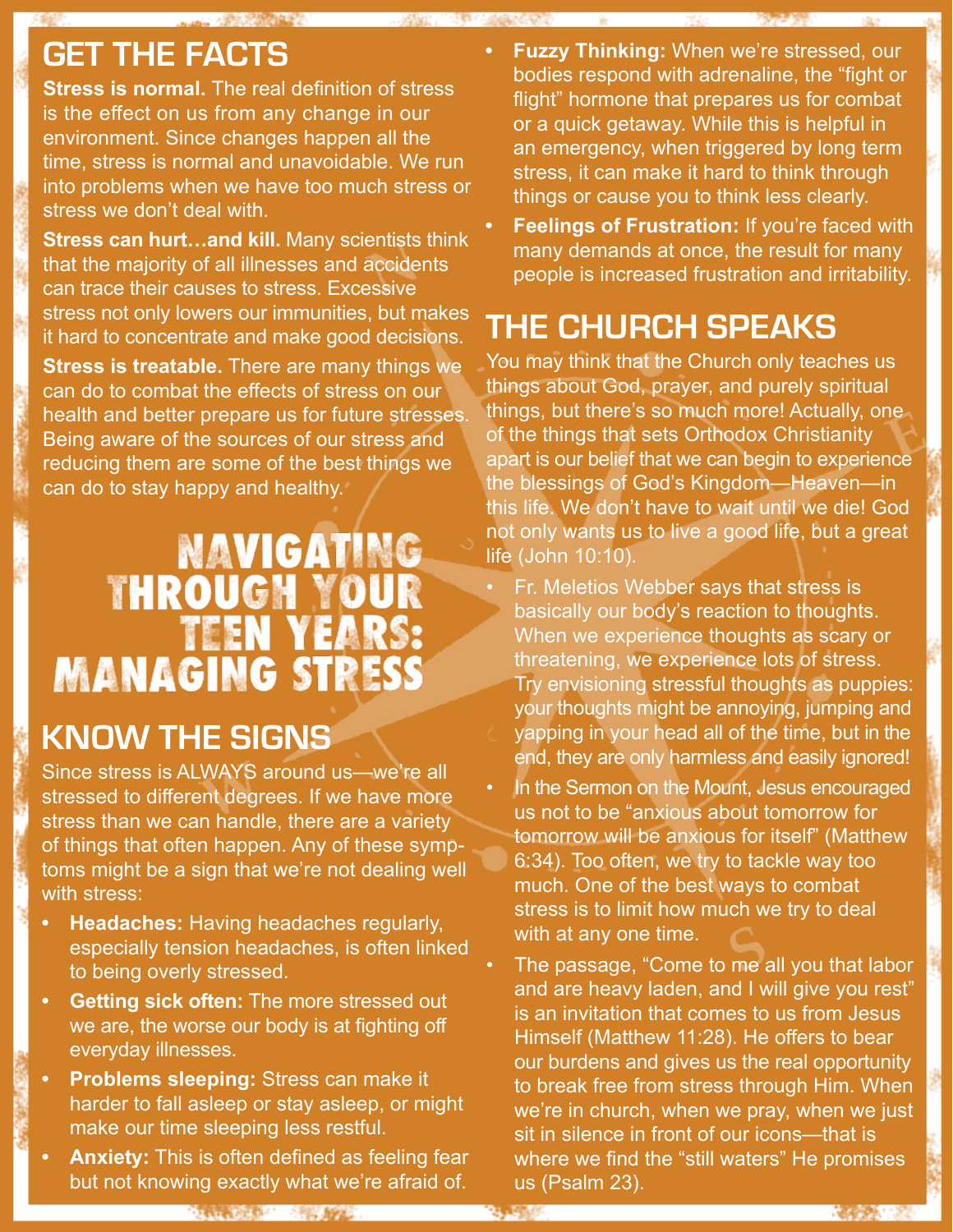## GET THE FACTS

**Stress is normal.** The real definition of stress is the effect on us from any change in our environment. Since changes happen all the time, stress is normal and unavoidable. We run into problems when we have too much stress or stress we don't deal with.

**Stress can hurt…and kill.** Many scientists think that the majority of all illnesses and accidents can trace their causes to stress. Excessive stress not only lowers our immunities, but makes it hard to concentrate and make good decisions.

**Stress is treatable.** There are many things we can do to combat the effects of stress on our health and better prepare us for future stresses. Being aware of the sources of our stress and reducing them are some of the best things we can do to stay happy and healthy.

# NAVIGATING THROUGH YOUR TEEN YEARS: MANAGING STRESS

## KNOW THE SIGNS

Since stress is ALWAYS around us—we're all stressed to different degrees. If we have more stress than we can handle, there are a variety of things that often happen. Any of these symptoms might be a sign that we're not dealing well with stress:

- **Headaches:** Having headaches regularly, especially tension headaches, is often linked to being overly stressed.
- **Getting sick often:** The more stressed out we are, the worse our body is at fighting off everyday illnesses.
- **Problems sleeping:** Stress can make it harder to fall asleep or stay asleep, or might make our time sleeping less restful.
- **Anxiety:** This is often defined as feeling fear but not knowing exactly what we're afraid of.
- **Fuzzy Thinking:** When we're stressed, our bodies respond with adrenaline, the "fight or flight" hormone that prepares us for combat or a quick getaway. While this is helpful in an emergency, when triggered by long term stress, it can make it hard to think through things or cause you to think less clearly.
- **Feelings of Frustration:** If you're faced with many demands at once, the result for many people is increased frustration and irritability.

## THE CHURCH SPEAKS

You may think that the Church only teaches us things about God, prayer, and purely spiritual things, but there's so much more! Actually, one of the things that sets Orthodox Christianity apart is our belief that we can begin to experience the blessings of God's Kingdom—Heaven—in this life. We don't have to wait until we die! God not only wants us to live a good life, but a great life (John 10:10).

- Fr. Meletios Webber says that stress is basically our body's reaction to thoughts. When we experience thoughts as scary or threatening, we experience lots of stress. Try envisioning stressful thoughts as puppies: your thoughts might be annoying, jumping and yapping in your head all of the time, but in the end, they are only harmless and easily ignored!
- In the Sermon on the Mount, Jesus encouraged us not to be "anxious about tomorrow for tomorrow will be anxious for itself" (Matthew 6:34). Too often, we try to tackle way too much. One of the best ways to combat stress is to limit how much we try to deal with at any one time.
- The passage, "Come to me all you that labor and are heavy laden, and I will give you rest" is an invitation that comes to us from Jesus Himself (Matthew 11:28). He offers to bear our burdens and gives us the real opportunity to break free from stress through Him. When we're in church, when we pray, when we just sit in silence in front of our icons—that is where we find the "still waters" He promises us (Psalm 23).